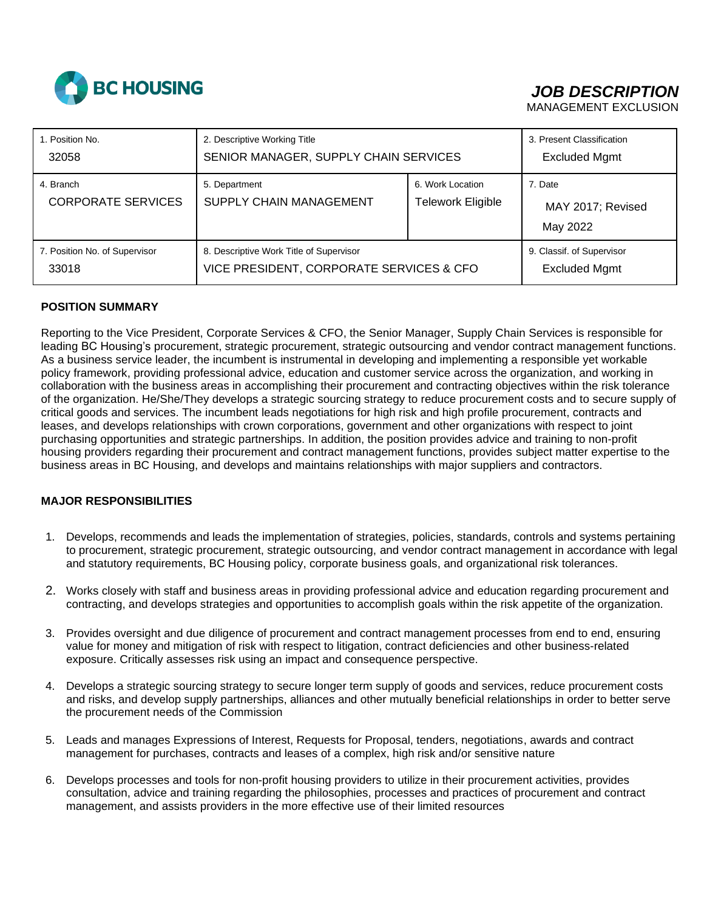BC HOUSING

# *JOB DESCRIPTION*

MANAGEMENT EXCLUSION

| 1. Position No. | 2. Descriptive Working Title | | 3. Present Classification |
|---|---|---|---|
| 32058 | SENIOR MANAGER, SUPPLY CHAIN SERVICES | | Excluded Mgmt |
| 4. Branch<br>CORPORATE SERVICES | 5. Department<br>SUPPLY CHAIN MANAGEMENT | 6. Work Location<br>Telework Eligible | 7. Date<br>MAY 2017; Revised May 2022 |
| 7. Position No. of Supervisor<br>33018 | 8. Descriptive Work Title of Supervisor<br>VICE PRESIDENT, CORPORATE SERVICES & CFO | | 9. Classif. of Supervisor<br>Excluded Mgmt |

## POSITION SUMMARY

Reporting to the Vice President, Corporate Services & CFO, the Senior Manager, Supply Chain Services is responsible for leading BC Housing's procurement, strategic procurement, strategic outsourcing and vendor contract management functions. As a business service leader, the incumbent is instrumental in developing and implementing a responsible yet workable policy framework, providing professional advice, education and customer service across the organization, and working in collaboration with the business areas in accomplishing their procurement and contracting objectives within the risk tolerance of the organization. He/She/They develops a strategic sourcing strategy to reduce procurement costs and to secure supply of critical goods and services. The incumbent leads negotiations for high risk and high profile procurement, contracts and leases, and develops relationships with crown corporations, government and other organizations with respect to joint purchasing opportunities and strategic partnerships. In addition, the position provides advice and training to non-profit housing providers regarding their procurement and contract management functions, provides subject matter expertise to the business areas in BC Housing, and develops and maintains relationships with major suppliers and contractors.

## MAJOR RESPONSIBILITIES

1. Develops, recommends and leads the implementation of strategies, policies, standards, controls and systems pertaining to procurement, strategic procurement, strategic outsourcing, and vendor contract management in accordance with legal and statutory requirements, BC Housing policy, corporate business goals, and organizational risk tolerances.
2. Works closely with staff and business areas in providing professional advice and education regarding procurement and contracting, and develops strategies and opportunities to accomplish goals within the risk appetite of the organization.
3. Provides oversight and due diligence of procurement and contract management processes from end to end, ensuring value for money and mitigation of risk with respect to litigation, contract deficiencies and other business-related exposure. Critically assesses risk using an impact and consequence perspective.
4. Develops a strategic sourcing strategy to secure longer term supply of goods and services, reduce procurement costs and risks, and develop supply partnerships, alliances and other mutually beneficial relationships in order to better serve the procurement needs of the Commission
5. Leads and manages Expressions of Interest, Requests for Proposal, tenders, negotiations, awards and contract management for purchases, contracts and leases of a complex, high risk and/or sensitive nature
6. Develops processes and tools for non-profit housing providers to utilize in their procurement activities, provides consultation, advice and training regarding the philosophies, processes and practices of procurement and contract management, and assists providers in the more effective use of their limited resources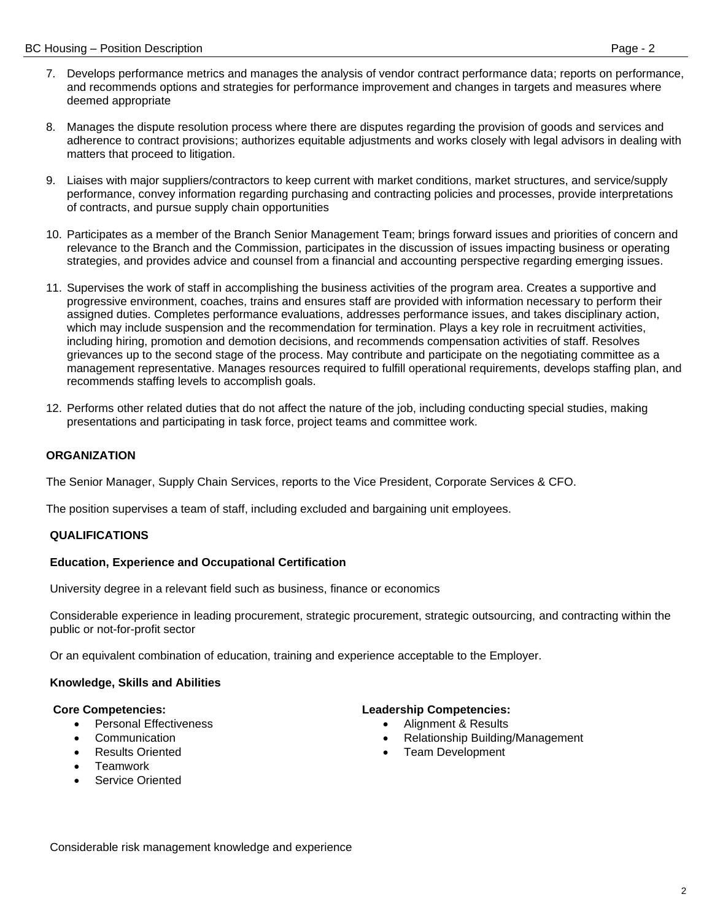7. Develops performance metrics and manages the analysis of vendor contract performance data; reports on performance, and recommends options and strategies for performance improvement and changes in targets and measures where deemed appropriate

8. Manages the dispute resolution process where there are disputes regarding the provision of goods and services and adherence to contract provisions; authorizes equitable adjustments and works closely with legal advisors in dealing with matters that proceed to litigation.

9. Liaises with major suppliers/contractors to keep current with market conditions, market structures, and service/supply performance, convey information regarding purchasing and contracting policies and processes, provide interpretations of contracts, and pursue supply chain opportunities

10. Participates as a member of the Branch Senior Management Team; brings forward issues and priorities of concern and relevance to the Branch and the Commission, participates in the discussion of issues impacting business or operating strategies, and provides advice and counsel from a financial and accounting perspective regarding emerging issues.

11. Supervises the work of staff in accomplishing the business activities of the program area. Creates a supportive and progressive environment, coaches, trains and ensures staff are provided with information necessary to perform their assigned duties. Completes performance evaluations, addresses performance issues, and takes disciplinary action, which may include suspension and the recommendation for termination. Plays a key role in recruitment activities, including hiring, promotion and demotion decisions, and recommends compensation activities of staff. Resolves grievances up to the second stage of the process. May contribute and participate on the negotiating committee as a management representative. Manages resources required to fulfill operational requirements, develops staffing plan, and recommends staffing levels to accomplish goals.

12. Performs other related duties that do not affect the nature of the job, including conducting special studies, making presentations and participating in task force, project teams and committee work.

**ORGANIZATION**

The Senior Manager, Supply Chain Services, reports to the Vice President, Corporate Services & CFO.

The position supervises a team of staff, including excluded and bargaining unit employees.

**QUALIFICATIONS**

**Education, Experience and Occupational Certification**

University degree in a relevant field such as business, finance or economics

Considerable experience in leading procurement, strategic procurement, strategic outsourcing, and contracting within the public or not-for-profit sector

Or an equivalent combination of education, training and experience acceptable to the Employer.

**Knowledge, Skills and Abilities**

**Core Competencies:**

- Personal Effectiveness
- Communication
- Results Oriented
- Teamwork
- Service Oriented

**Leadership Competencies:**

- Alignment & Results
- Relationship Building/Management
- Team Development

Considerable risk management knowledge and experience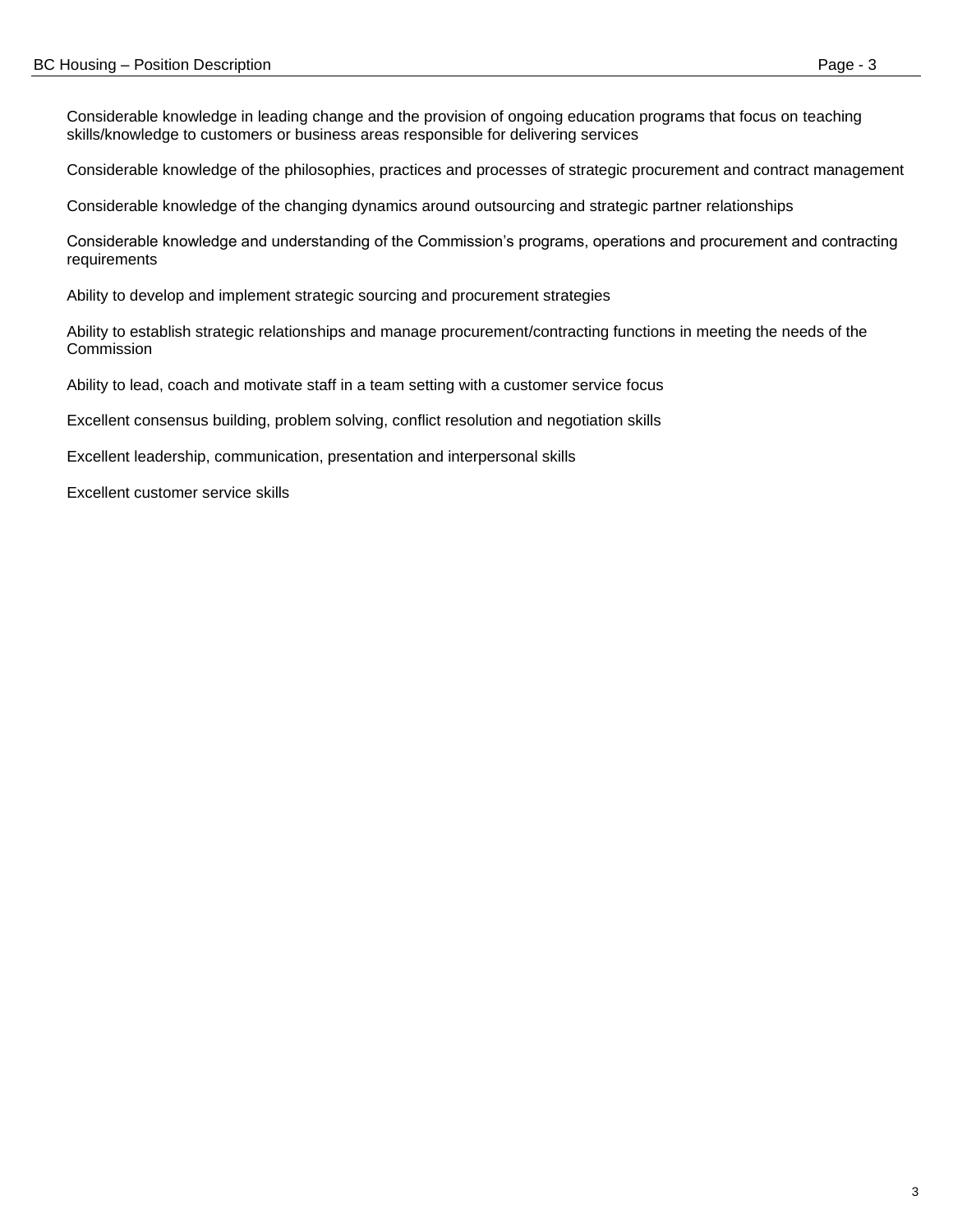Considerable knowledge in leading change and the provision of ongoing education programs that focus on teaching skills/knowledge to customers or business areas responsible for delivering services

Considerable knowledge of the philosophies, practices and processes of strategic procurement and contract management

Considerable knowledge of the changing dynamics around outsourcing and strategic partner relationships

Considerable knowledge and understanding of the Commission's programs, operations and procurement and contracting requirements

Ability to develop and implement strategic sourcing and procurement strategies

Ability to establish strategic relationships and manage procurement/contracting functions in meeting the needs of the Commission

Ability to lead, coach and motivate staff in a team setting with a customer service focus

Excellent consensus building, problem solving, conflict resolution and negotiation skills

Excellent leadership, communication, presentation and interpersonal skills

Excellent customer service skills